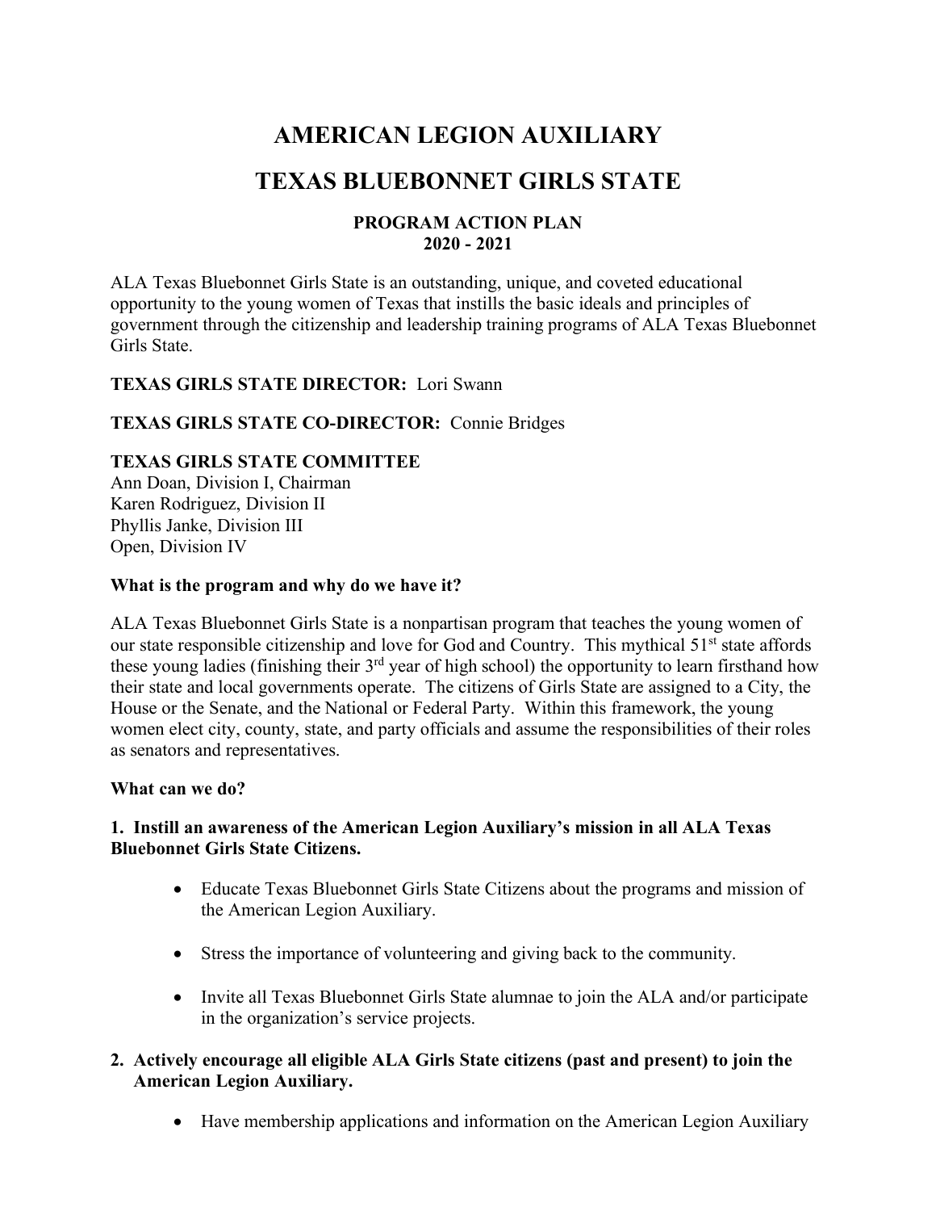# AMERICAN LEGION AUXILIARY

# TEXAS BLUEBONNET GIRLS STATE

### PROGRAM ACTION PLAN
### 2020 - 2021

ALA Texas Bluebonnet Girls State is an outstanding, unique, and coveted educational opportunity to the young women of Texas that instills the basic ideals and principles of government through the citizenship and leadership training programs of ALA Texas Bluebonnet Girls State.

**TEXAS GIRLS STATE DIRECTOR:** Lori Swann

**TEXAS GIRLS STATE CO-DIRECTOR:** Connie Bridges

**TEXAS GIRLS STATE COMMITTEE**
Ann Doan, Division I, Chairman
Karen Rodriguez, Division II
Phyllis Janke, Division III
Open, Division IV

**What is the program and why do we have it?**

ALA Texas Bluebonnet Girls State is a nonpartisan program that teaches the young women of our state responsible citizenship and love for God and Country. This mythical 51st state affords these young ladies (finishing their 3rd year of high school) the opportunity to learn firsthand how their state and local governments operate. The citizens of Girls State are assigned to a City, the House or the Senate, and the National or Federal Party. Within this framework, the young women elect city, county, state, and party officials and assume the responsibilities of their roles as senators and representatives.

**What can we do?**

**1. Instill an awareness of the American Legion Auxiliary's mission in all ALA Texas Bluebonnet Girls State Citizens.**

- Educate Texas Bluebonnet Girls State Citizens about the programs and mission of the American Legion Auxiliary.
- Stress the importance of volunteering and giving back to the community.
- Invite all Texas Bluebonnet Girls State alumnae to join the ALA and/or participate in the organization's service projects.

**2. Actively encourage all eligible ALA Girls State citizens (past and present) to join the American Legion Auxiliary.**

- Have membership applications and information on the American Legion Auxiliary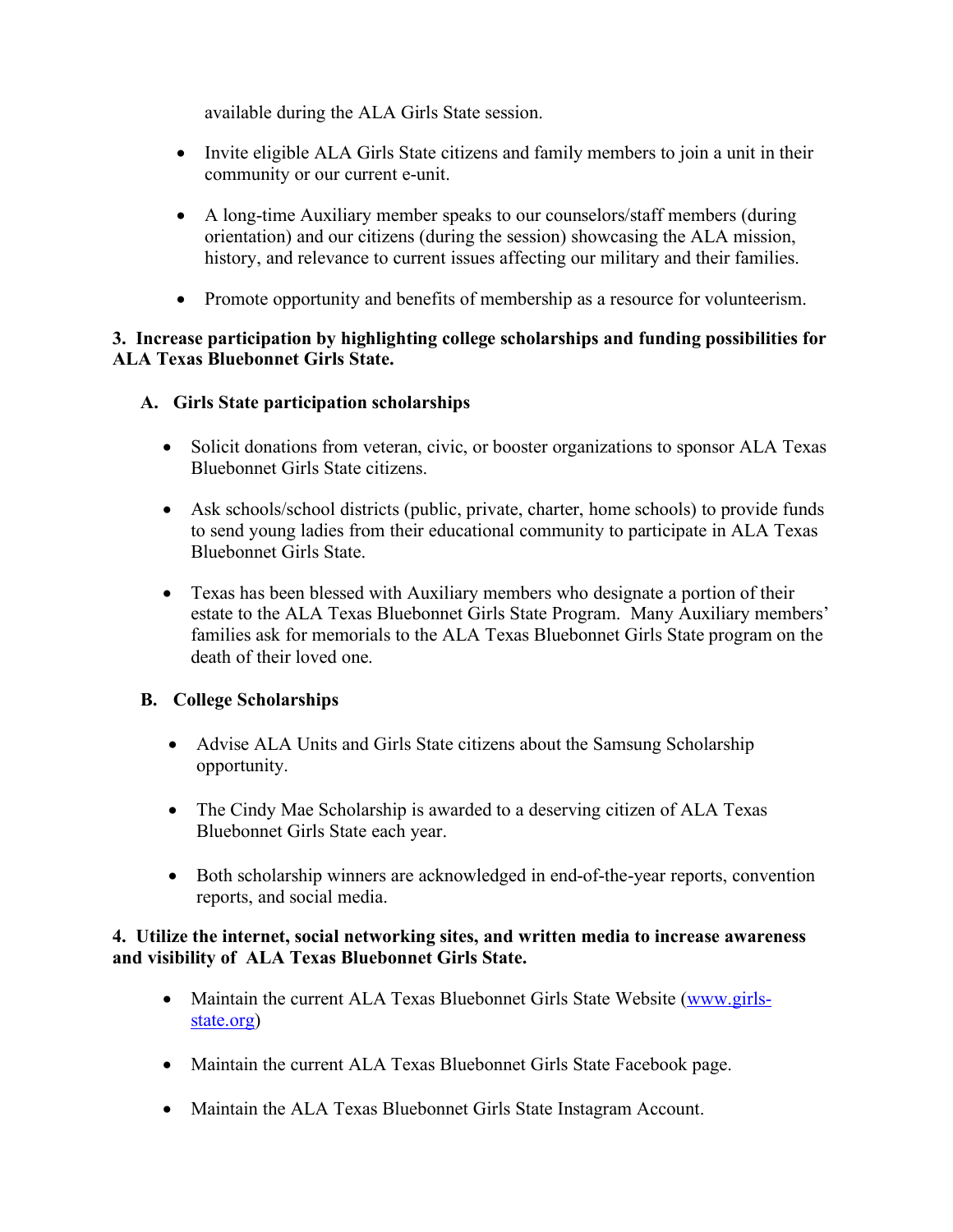available during the ALA Girls State session.

- Invite eligible ALA Girls State citizens and family members to join a unit in their community or our current e-unit.

- A long-time Auxiliary member speaks to our counselors/staff members (during orientation) and our citizens (during the session) showcasing the ALA mission, history, and relevance to current issues affecting our military and their families.

- Promote opportunity and benefits of membership as a resource for volunteerism.

**3. Increase participation by highlighting college scholarships and funding possibilities for ALA Texas Bluebonnet Girls State.**

**A. Girls State participation scholarships**

- Solicit donations from veteran, civic, or booster organizations to sponsor ALA Texas Bluebonnet Girls State citizens.

- Ask schools/school districts (public, private, charter, home schools) to provide funds to send young ladies from their educational community to participate in ALA Texas Bluebonnet Girls State.

- Texas has been blessed with Auxiliary members who designate a portion of their estate to the ALA Texas Bluebonnet Girls State Program. Many Auxiliary members' families ask for memorials to the ALA Texas Bluebonnet Girls State program on the death of their loved one.

**B. College Scholarships**

- Advise ALA Units and Girls State citizens about the Samsung Scholarship opportunity.

- The Cindy Mae Scholarship is awarded to a deserving citizen of ALA Texas Bluebonnet Girls State each year.

- Both scholarship winners are acknowledged in end-of-the-year reports, convention reports, and social media.

**4. Utilize the internet, social networking sites, and written media to increase awareness and visibility of ALA Texas Bluebonnet Girls State.**

- Maintain the current ALA Texas Bluebonnet Girls State Website ([www.girls-state.org](http://www.girls-state.org))

- Maintain the current ALA Texas Bluebonnet Girls State Facebook page.

- Maintain the ALA Texas Bluebonnet Girls State Instagram Account.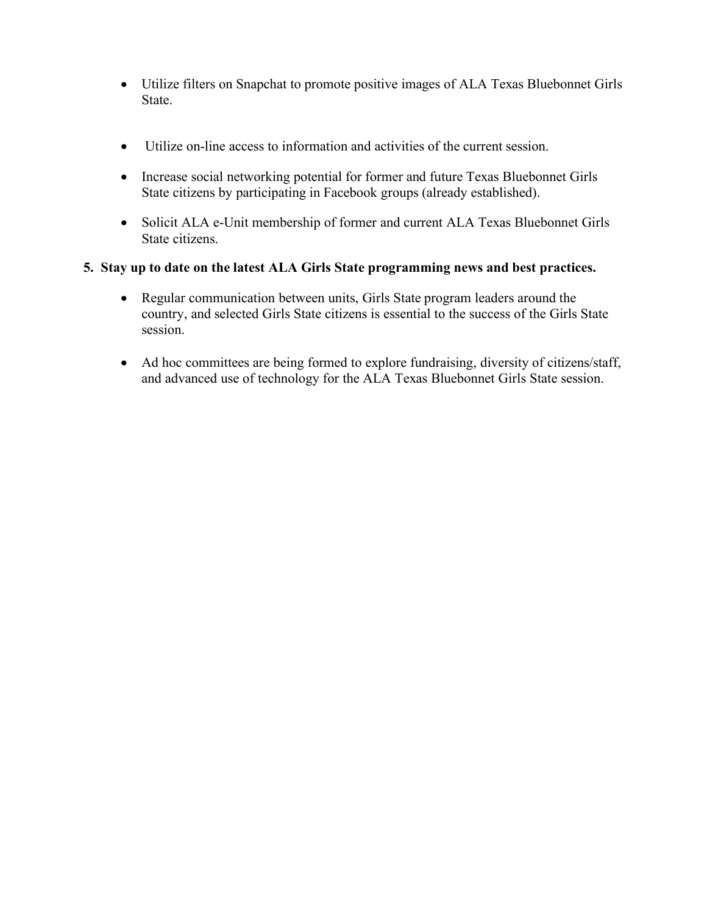- Utilize filters on Snapchat to promote positive images of ALA Texas Bluebonnet Girls State.

- Utilize on-line access to information and activities of the current session.

- Increase social networking potential for former and future Texas Bluebonnet Girls State citizens by participating in Facebook groups (already established).

- Solicit ALA e-Unit membership of former and current ALA Texas Bluebonnet Girls State citizens.

**5. Stay up to date on the latest ALA Girls State programming news and best practices.**

- Regular communication between units, Girls State program leaders around the country, and selected Girls State citizens is essential to the success of the Girls State session.

- Ad hoc committees are being formed to explore fundraising, diversity of citizens/staff, and advanced use of technology for the ALA Texas Bluebonnet Girls State session.